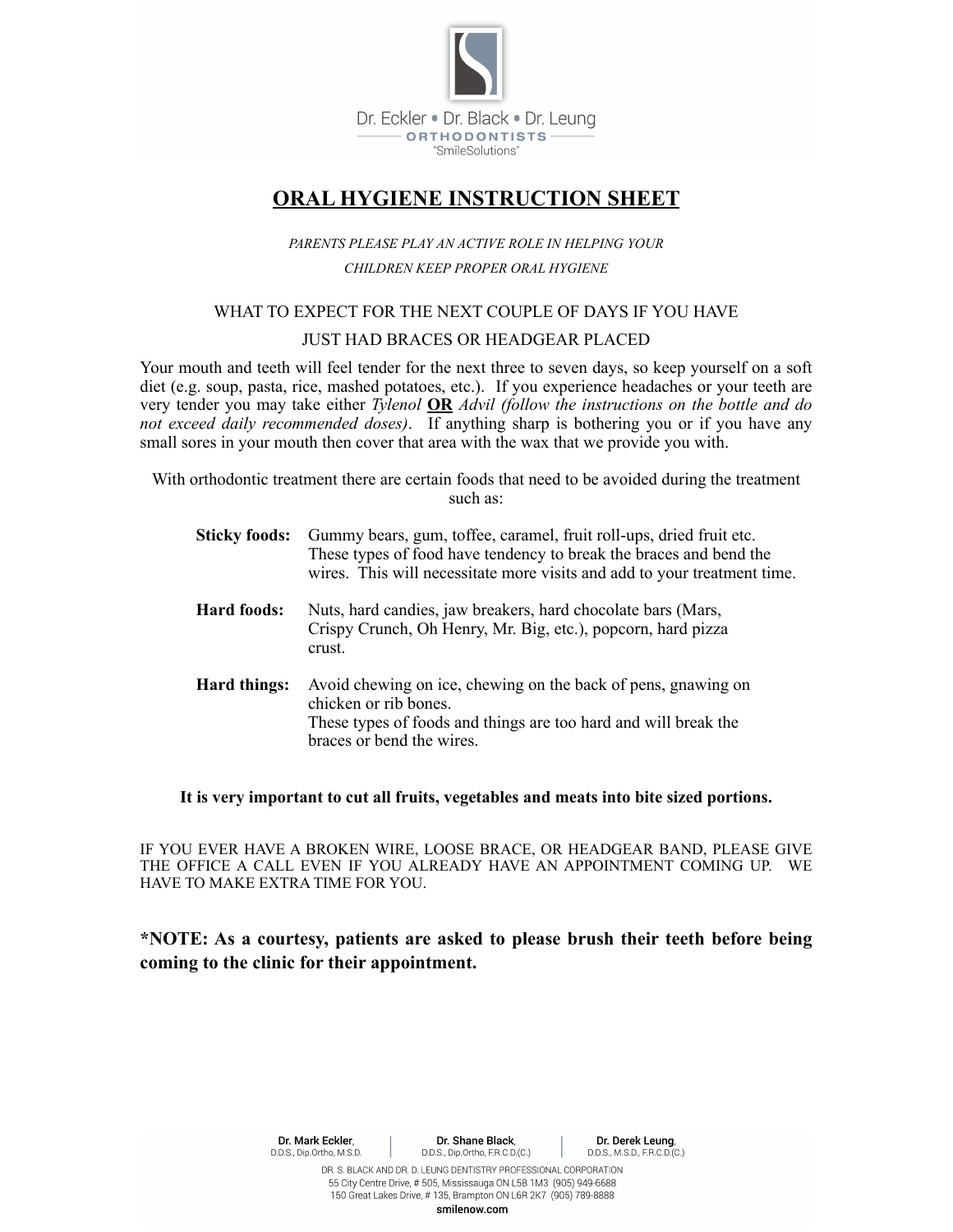Dr. Eckler • Dr. Black • Dr. Leung

ORTHODONTISTS

"SmileSolutions"

# ORAL HYGIENE INSTRUCTION SHEET

*PARENTS PLEASE PLAY AN ACTIVE ROLE IN HELPING YOUR CHILDREN KEEP PROPER ORAL HYGIENE*

## WHAT TO EXPECT FOR THE NEXT COUPLE OF DAYS IF YOU HAVE JUST HAD BRACES OR HEADGEAR PLACED

Your mouth and teeth will feel tender for the next three to seven days, so keep yourself on a soft diet (e.g. soup, pasta, rice, mashed potatoes, etc.). If you experience headaches or your teeth are very tender you may take either *Tylenol* **OR** *Advil (follow the instructions on the bottle and do not exceed daily recommended doses)*. If anything sharp is bothering you or if you have any small sores in your mouth then cover that area with the wax that we provide you with.

With orthodontic treatment there are certain foods that need to be avoided during the treatment such as:

**Sticky foods:** Gummy bears, gum, toffee, caramel, fruit roll-ups, dried fruit etc. These types of food have tendency to break the braces and bend the wires. This will necessitate more visits and add to your treatment time.

**Hard foods:** Nuts, hard candies, jaw breakers, hard chocolate bars (Mars, Crispy Crunch, Oh Henry, Mr. Big, etc.), popcorn, hard pizza crust.

**Hard things:** Avoid chewing on ice, chewing on the back of pens, gnawing on chicken or rib bones. These types of foods and things are too hard and will break the braces or bend the wires.

**It is very important to cut all fruits, vegetables and meats into bite sized portions.**

IF YOU EVER HAVE A BROKEN WIRE, LOOSE BRACE, OR HEADGEAR BAND, PLEASE GIVE THE OFFICE A CALL EVEN IF YOU ALREADY HAVE AN APPOINTMENT COMING UP. WE HAVE TO MAKE EXTRA TIME FOR YOU.

**\*NOTE: As a courtesy, patients are asked to please brush their teeth before being coming to the clinic for their appointment.**

**Dr. Mark Eckler**, D.D.S., Dip.Ortho, M.S.D. | **Dr. Shane Black**, D.D.S., Dip.Ortho, F.R.C.D.(C.) | **Dr. Derek Leung**, D.D.S., M.S.D., F.R.C.D.(C.)

DR. S. BLACK AND DR. D. LEUNG DENTISTRY PROFESSIONAL CORPORATION
55 City Centre Drive, # 505, Mississauga ON L5B 1M3 (905) 949-6688
150 Great Lakes Drive, # 135, Brampton ON L6R 2K7 (905) 789-8888
smilenow.com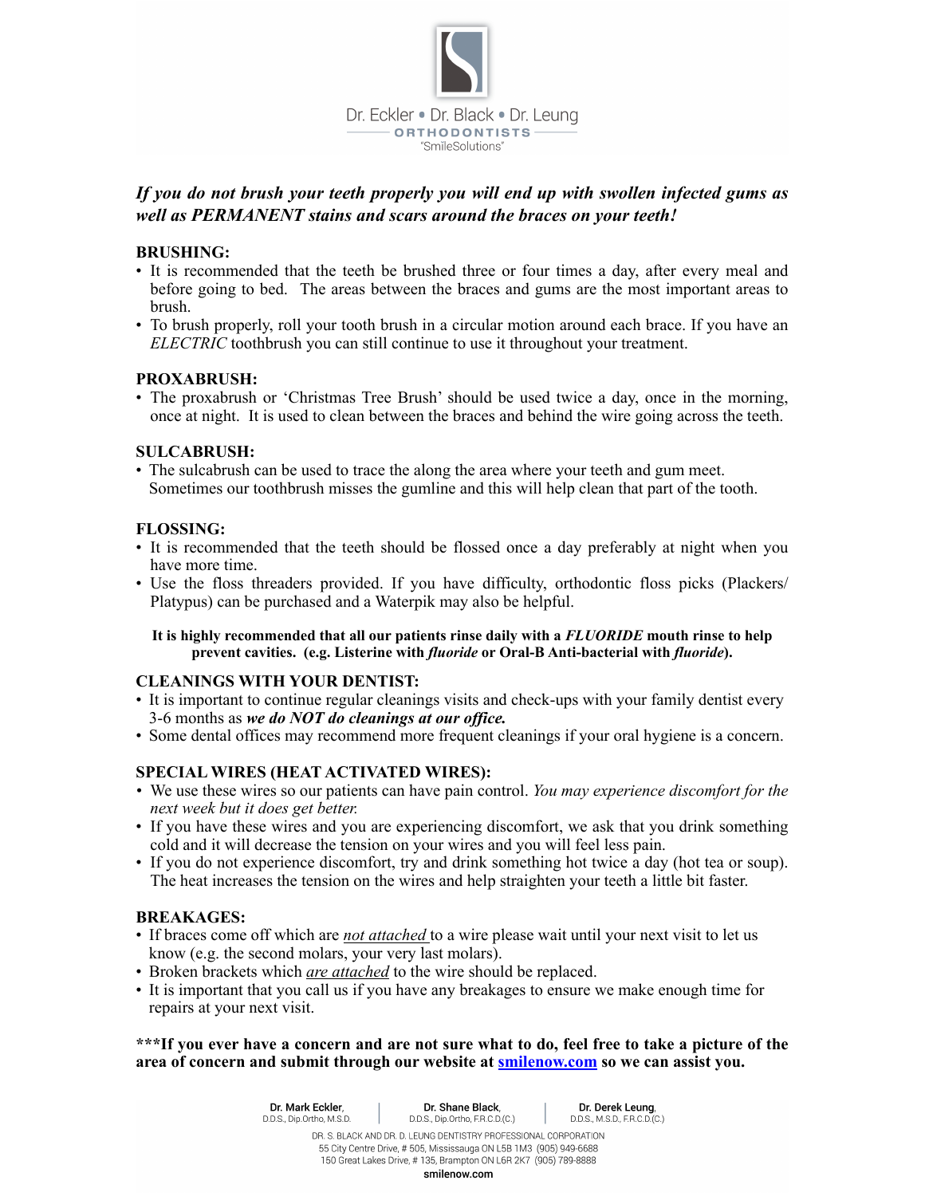Dr. Eckler • Dr. Black • Dr. Leung
ORTHODONTISTS
"SmileSolutions"

***If you do not brush your teeth properly you will end up with swollen infected gums as well as PERMANENT stains and scars around the braces on your teeth!***

**BRUSHING:**

- It is recommended that the teeth be brushed three or four times a day, after every meal and before going to bed. The areas between the braces and gums are the most important areas to brush.
- To brush properly, roll your tooth brush in a circular motion around each brace. If you have an *ELECTRIC* toothbrush you can still continue to use it throughout your treatment.

**PROXABRUSH:**

- The proxabrush or 'Christmas Tree Brush' should be used twice a day, once in the morning, once at night. It is used to clean between the braces and behind the wire going across the teeth.

**SULCABRUSH:**

- The sulcabrush can be used to trace the along the area where your teeth and gum meet. Sometimes our toothbrush misses the gumline and this will help clean that part of the tooth.

**FLOSSING:**

- It is recommended that the teeth should be flossed once a day preferably at night when you have more time.
- Use the floss threaders provided. If you have difficulty, orthodontic floss picks (Plackers/ Platypus) can be purchased and a Waterpik may also be helpful.

**It is highly recommended that all our patients rinse daily with a *FLUORIDE* mouth rinse to help prevent cavities. (e.g. Listerine with *fluoride* or Oral-B Anti-bacterial with *fluoride*).**

**CLEANINGS WITH YOUR DENTIST:**

- It is important to continue regular cleanings visits and check-ups with your family dentist every 3-6 months as ***we do NOT do cleanings at our office.***
- Some dental offices may recommend more frequent cleanings if your oral hygiene is a concern.

**SPECIAL WIRES (HEAT ACTIVATED WIRES):**

- We use these wires so our patients can have pain control. *You may experience discomfort for the next week but it does get better.*
- If you have these wires and you are experiencing discomfort, we ask that you drink something cold and it will decrease the tension on your wires and you will feel less pain.
- If you do not experience discomfort, try and drink something hot twice a day (hot tea or soup). The heat increases the tension on the wires and help straighten your teeth a little bit faster.

**BREAKAGES:**

- If braces come off which are *not attached* to a wire please wait until your next visit to let us know (e.g. the second molars, your very last molars).
- Broken brackets which *are attached* to the wire should be replaced.
- It is important that you call us if you have any breakages to ensure we make enough time for repairs at your next visit.

**\*\*\*If you ever have a concern and are not sure what to do, feel free to take a picture of the area of concern and submit through our website at [smilenow.com](http://smilenow.com) so we can assist you.**

**Dr. Mark Eckler**, D.D.S., Dip.Ortho, M.S.D. | **Dr. Shane Black**, D.D.S., Dip.Ortho, F.R.C.D.(C.) | **Dr. Derek Leung**, D.D.S., M.S.D., F.R.C.D.(C.)

DR. S. BLACK AND DR. D. LEUNG DENTISTRY PROFESSIONAL CORPORATION
55 City Centre Drive, # 505, Mississauga ON L5B 1M3 (905) 949-6688
150 Great Lakes Drive, # 135, Brampton ON L6R 2K7 (905) 789-8888
smilenow.com